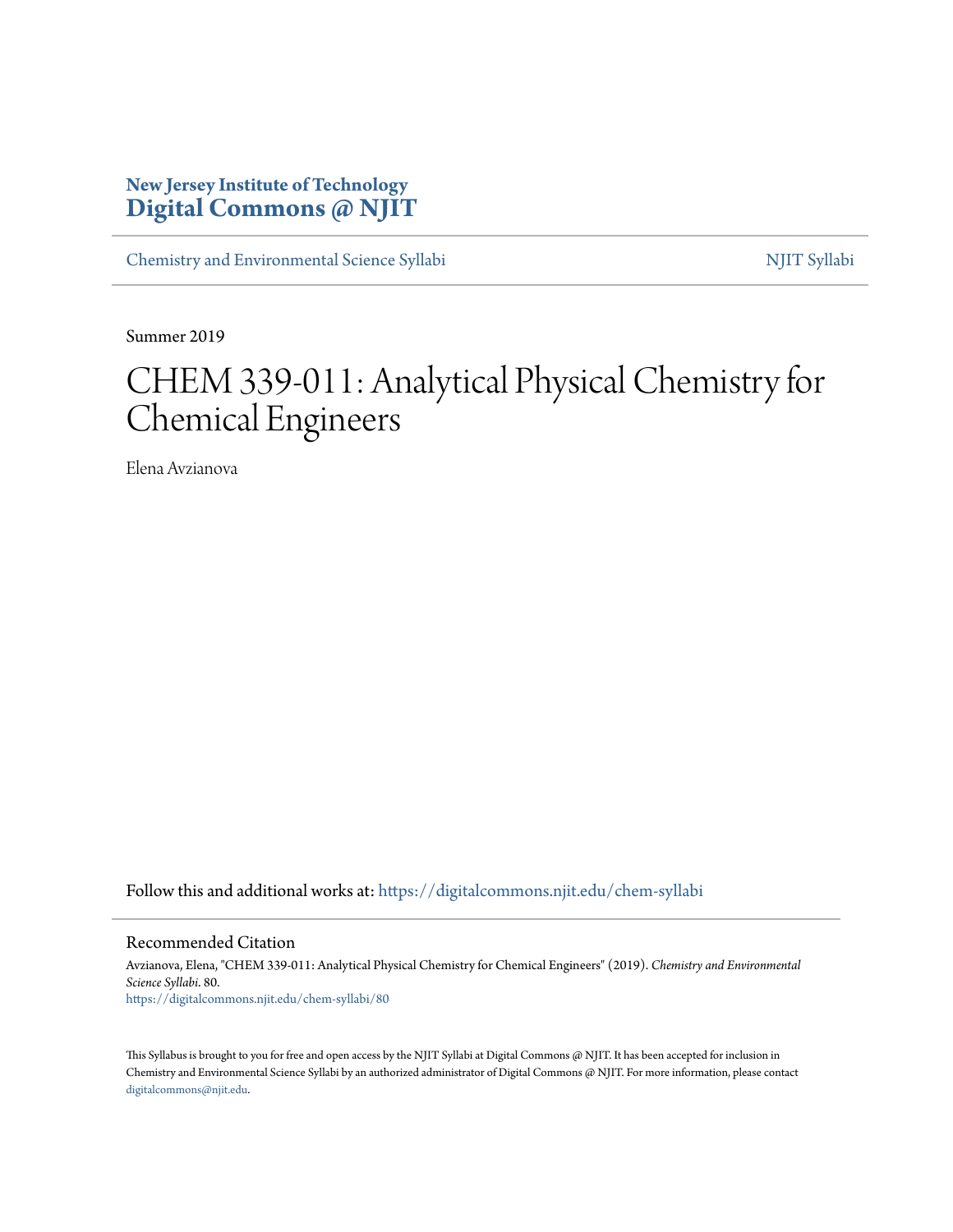New Jersey Institute of Technology
**Digital Commons @ NJIT**

Chemistry and Environmental Science Syllabi | NJIT Syllabi

Summer 2019

# CHEM 339-011: Analytical Physical Chemistry for Chemical Engineers

Elena Avzianova

Follow this and additional works at: https://digitalcommons.njit.edu/chem-syllabi

## Recommended Citation

Avzianova, Elena, "CHEM 339-011: Analytical Physical Chemistry for Chemical Engineers" (2019). *Chemistry and Environmental Science Syllabi*. 80.
https://digitalcommons.njit.edu/chem-syllabi/80

This Syllabus is brought to you for free and open access by the NJIT Syllabi at Digital Commons @ NJIT. It has been accepted for inclusion in Chemistry and Environmental Science Syllabi by an authorized administrator of Digital Commons @ NJIT. For more information, please contact digitalcommons@njit.edu.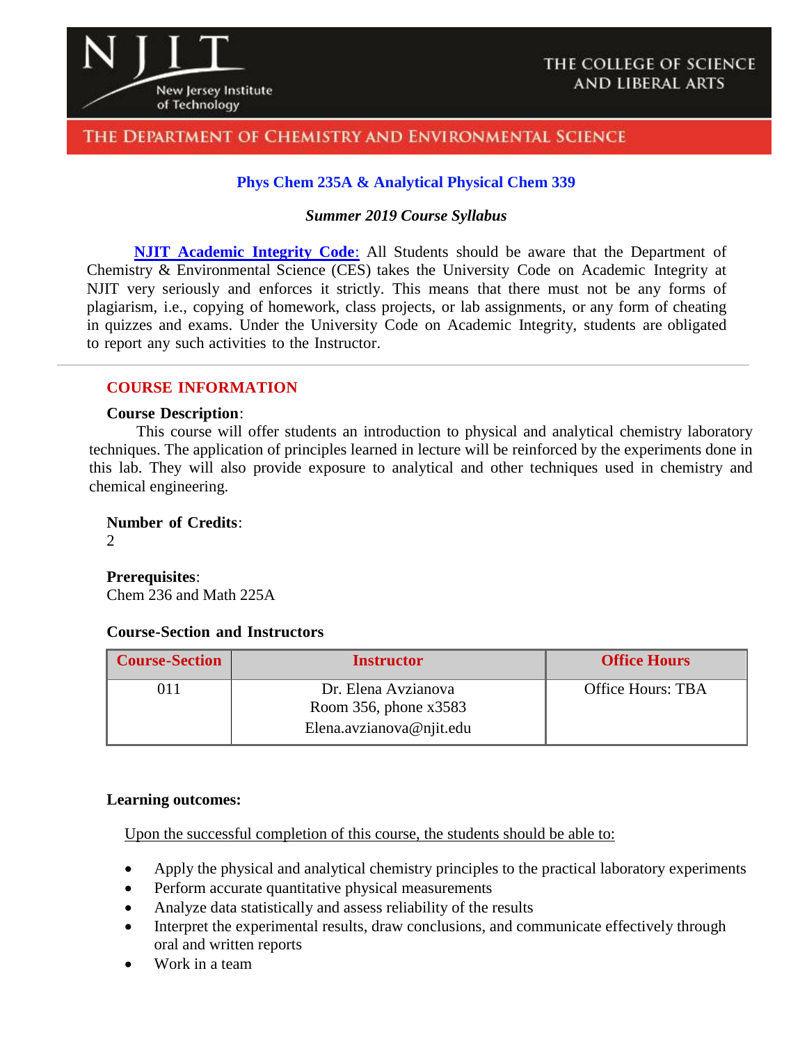THE COLLEGE OF SCIENCE AND LIBERAL ARTS

THE DEPARTMENT OF CHEMISTRY AND ENVIRONMENTAL SCIENCE

# Phys Chem 235A & Analytical Physical Chem 339

***Summer 2019 Course Syllabus***

**NJIT Academic Integrity Code**: All Students should be aware that the Department of Chemistry & Environmental Science (CES) takes the University Code on Academic Integrity at NJIT very seriously and enforces it strictly. This means that there must not be any forms of plagiarism, i.e., copying of homework, class projects, or lab assignments, or any form of cheating in quizzes and exams. Under the University Code on Academic Integrity, students are obligated to report any such activities to the Instructor.

---

## COURSE INFORMATION

**Course Description**:

This course will offer students an introduction to physical and analytical chemistry laboratory techniques. The application of principles learned in lecture will be reinforced by the experiments done in this lab. They will also provide exposure to analytical and other techniques used in chemistry and chemical engineering.

**Number of Credits**:
2

**Prerequisites**:
Chem 236 and Math 225A

**Course-Section and Instructors**

| Course-Section | Instructor | Office Hours |
|---|---|---|
| 011 | Dr. Elena Avzianova<br>Room 356, phone x3583<br>Elena.avzianova@njit.edu | Office Hours: TBA |

**Learning outcomes:**

Upon the successful completion of this course, the students should be able to:

- Apply the physical and analytical chemistry principles to the practical laboratory experiments
- Perform accurate quantitative physical measurements
- Analyze data statistically and assess reliability of the results
- Interpret the experimental results, draw conclusions, and communicate effectively through oral and written reports
- Work in a team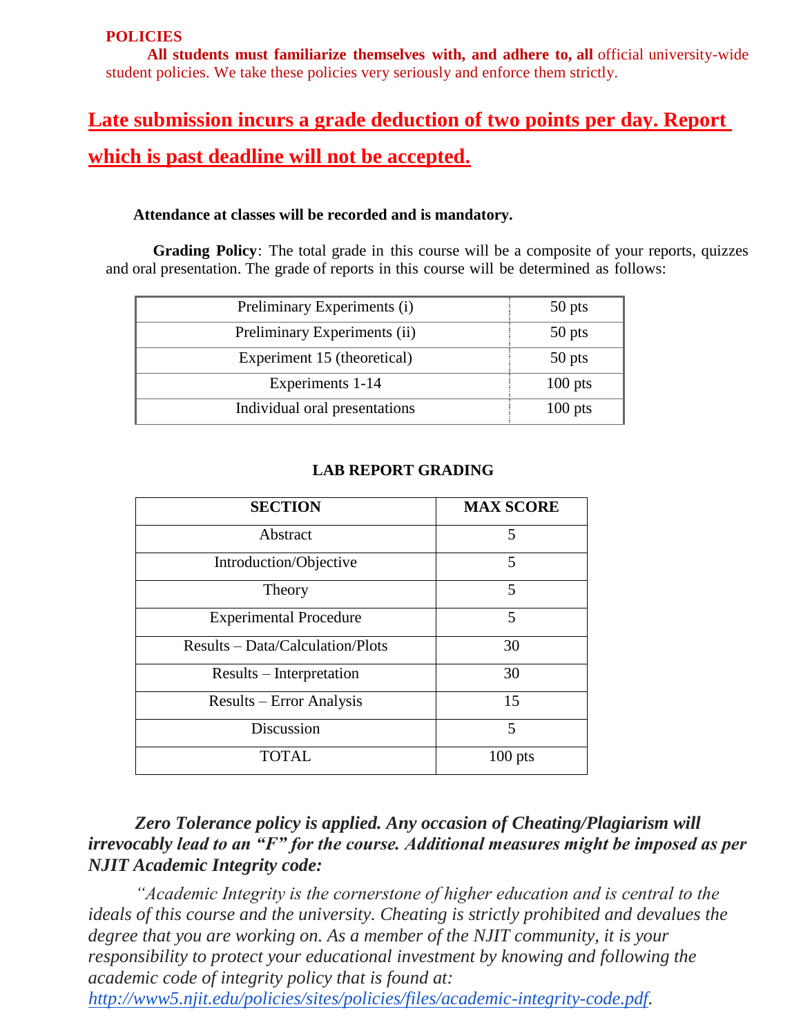**POLICIES**

**All students must familiarize themselves with, and adhere to, all** official university-wide student policies. We take these policies very seriously and enforce them strictly.

## Late submission incurs a grade deduction of two points per day. Report which is past deadline will not be accepted.

**Attendance at classes will be recorded and is mandatory.**

**Grading Policy**: The total grade in this course will be a composite of your reports, quizzes and oral presentation. The grade of reports in this course will be determined as follows:

| | |
|---|---|
| Preliminary Experiments (i) | 50 pts |
| Preliminary Experiments (ii) | 50 pts |
| Experiment 15 (theoretical) | 50 pts |
| Experiments 1-14 | 100 pts |
| Individual oral presentations | 100 pts |

**LAB REPORT GRADING**

| SECTION | MAX SCORE |
|---|---|
| Abstract | 5 |
| Introduction/Objective | 5 |
| Theory | 5 |
| Experimental Procedure | 5 |
| Results – Data/Calculation/Plots | 30 |
| Results – Interpretation | 30 |
| Results – Error Analysis | 15 |
| Discussion | 5 |
| TOTAL | 100 pts |

***Zero Tolerance policy is applied. Any occasion of Cheating/Plagiarism will irrevocably lead to an "F" for the course. Additional measures might be imposed as per NJIT Academic Integrity code:***

*"Academic Integrity is the cornerstone of higher education and is central to the ideals of this course and the university. Cheating is strictly prohibited and devalues the degree that you are working on. As a member of the NJIT community, it is your responsibility to protect your educational investment by knowing and following the academic code of integrity policy that is found at: http://www5.njit.edu/policies/sites/policies/files/academic-integrity-code.pdf.*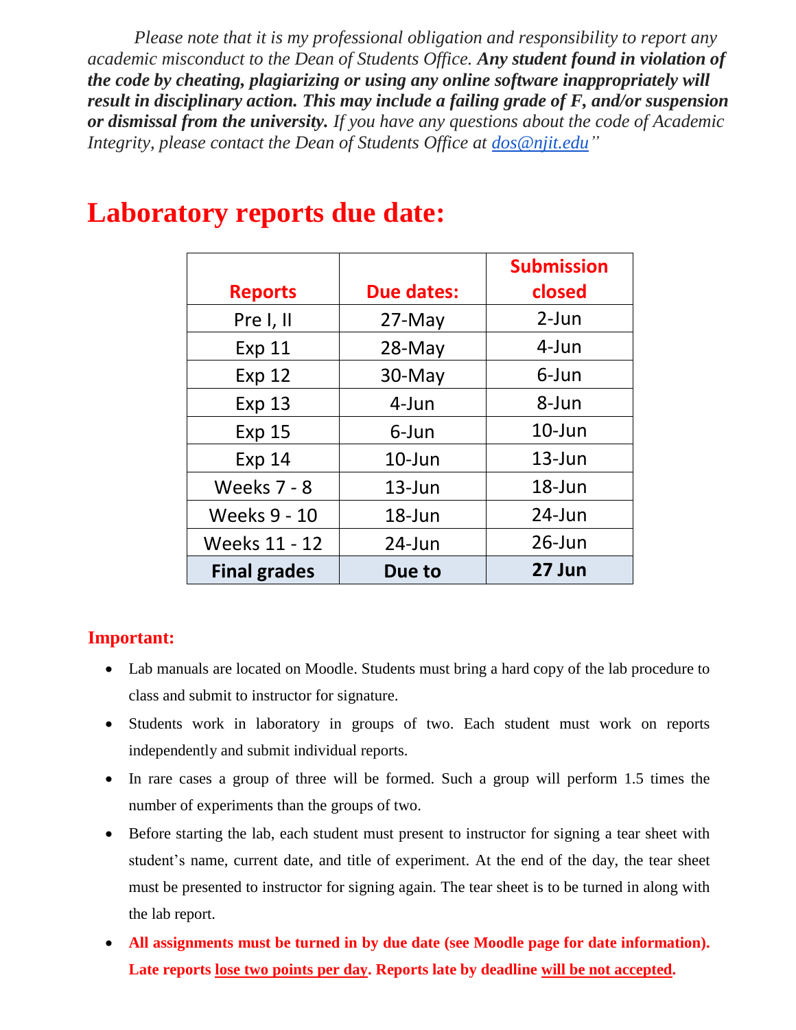*Please note that it is my professional obligation and responsibility to report any academic misconduct to the Dean of Students Office. **Any student found in violation of the code by cheating, plagiarizing or using any online software inappropriately will result in disciplinary action. This may include a failing grade of F, and/or suspension or dismissal from the university.** If you have any questions about the code of Academic Integrity, please contact the Dean of Students Office at [dos@njit.edu](mailto:dos@njit.edu)"*

# Laboratory reports due date:

| Reports | Due dates: | Submission closed |
|---|---|---|
| Pre I, II | 27-May | 2-Jun |
| Exp 11 | 28-May | 4-Jun |
| Exp 12 | 30-May | 6-Jun |
| Exp 13 | 4-Jun | 8-Jun |
| Exp 15 | 6-Jun | 10-Jun |
| Exp 14 | 10-Jun | 13-Jun |
| Weeks 7 - 8 | 13-Jun | 18-Jun |
| Weeks 9 - 10 | 18-Jun | 24-Jun |
| Weeks 11 - 12 | 24-Jun | 26-Jun |
| **Final grades** | **Due to** | **27 Jun** |

### Important:

- Lab manuals are located on Moodle. Students must bring a hard copy of the lab procedure to class and submit to instructor for signature.
- Students work in laboratory in groups of two. Each student must work on reports independently and submit individual reports.
- In rare cases a group of three will be formed. Such a group will perform 1.5 times the number of experiments than the groups of two.
- Before starting the lab, each student must present to instructor for signing a tear sheet with student's name, current date, and title of experiment. At the end of the day, the tear sheet must be presented to instructor for signing again. The tear sheet is to be turned in along with the lab report.
- **All assignments must be turned in by due date (see Moodle page for date information). Late reports lose two points per day. Reports late by deadline will be not accepted.**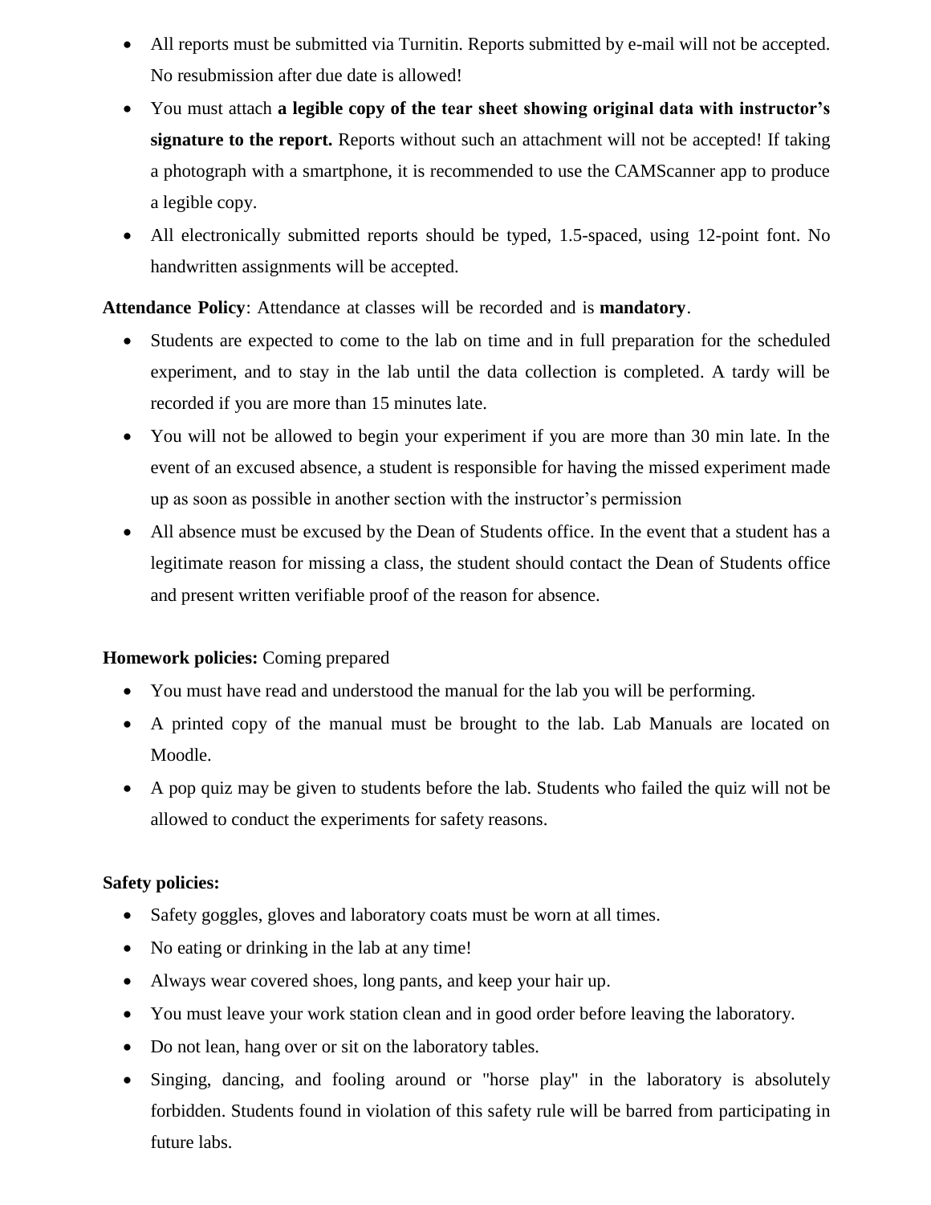- All reports must be submitted via Turnitin. Reports submitted by e-mail will not be accepted. No resubmission after due date is allowed!
- You must attach **a legible copy of the tear sheet showing original data with instructor's signature to the report.** Reports without such an attachment will not be accepted! If taking a photograph with a smartphone, it is recommended to use the CAMScanner app to produce a legible copy.
- All electronically submitted reports should be typed, 1.5-spaced, using 12-point font. No handwritten assignments will be accepted.

**Attendance Policy**: Attendance at classes will be recorded and is **mandatory**.

- Students are expected to come to the lab on time and in full preparation for the scheduled experiment, and to stay in the lab until the data collection is completed. A tardy will be recorded if you are more than 15 minutes late.
- You will not be allowed to begin your experiment if you are more than 30 min late. In the event of an excused absence, a student is responsible for having the missed experiment made up as soon as possible in another section with the instructor's permission
- All absence must be excused by the Dean of Students office. In the event that a student has a legitimate reason for missing a class, the student should contact the Dean of Students office and present written verifiable proof of the reason for absence.

**Homework policies:** Coming prepared

- You must have read and understood the manual for the lab you will be performing.
- A printed copy of the manual must be brought to the lab. Lab Manuals are located on Moodle.
- A pop quiz may be given to students before the lab. Students who failed the quiz will not be allowed to conduct the experiments for safety reasons.

**Safety policies:**

- Safety goggles, gloves and laboratory coats must be worn at all times.
- No eating or drinking in the lab at any time!
- Always wear covered shoes, long pants, and keep your hair up.
- You must leave your work station clean and in good order before leaving the laboratory.
- Do not lean, hang over or sit on the laboratory tables.
- Singing, dancing, and fooling around or "horse play" in the laboratory is absolutely forbidden. Students found in violation of this safety rule will be barred from participating in future labs.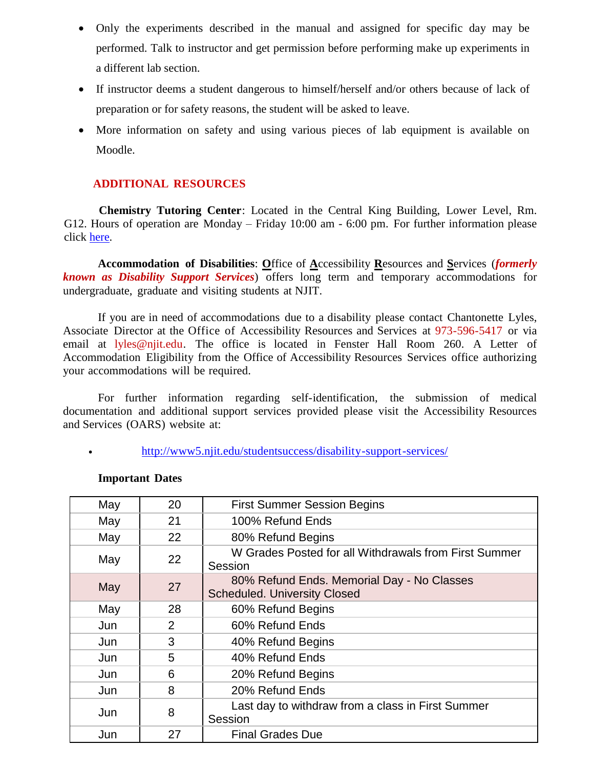- Only the experiments described in the manual and assigned for specific day may be performed. Talk to instructor and get permission before performing make up experiments in a different lab section.
- If instructor deems a student dangerous to himself/herself and/or others because of lack of preparation or for safety reasons, the student will be asked to leave.
- More information on safety and using various pieces of lab equipment is available on Moodle.

## ADDITIONAL RESOURCES

**Chemistry Tutoring Center**: Located in the Central King Building, Lower Level, Rm. G12. Hours of operation are Monday – Friday 10:00 am - 6:00 pm. For further information please click here.

**Accommodation of Disabilities**: **O**ffice of **A**ccessibility **R**esources and **S**ervices (***formerly known as Disability Support Services***) offers long term and temporary accommodations for undergraduate, graduate and visiting students at NJIT.

If you are in need of accommodations due to a disability please contact Chantonette Lyles, Associate Director at the Office of Accessibility Resources and Services at 973-596-5417 or via email at lyles@njit.edu. The office is located in Fenster Hall Room 260. A Letter of Accommodation Eligibility from the Office of Accessibility Resources Services office authorizing your accommodations will be required.

For further information regarding self-identification, the submission of medical documentation and additional support services provided please visit the Accessibility Resources and Services (OARS) website at:

- http://www5.njit.edu/studentsuccess/disability-support-services/

**Important Dates**

| | | |
|---|---|---|
| May | 20 | First Summer Session Begins |
| May | 21 | 100% Refund Ends |
| May | 22 | 80% Refund Begins |
| May | 22 | W Grades Posted for all Withdrawals from First Summer Session |
| May | 27 | 80% Refund Ends. Memorial Day - No Classes Scheduled. University Closed |
| May | 28 | 60% Refund Begins |
| Jun | 2 | 60% Refund Ends |
| Jun | 3 | 40% Refund Begins |
| Jun | 5 | 40% Refund Ends |
| Jun | 6 | 20% Refund Begins |
| Jun | 8 | 20% Refund Ends |
| Jun | 8 | Last day to withdraw from a class in First Summer Session |
| Jun | 27 | Final Grades Due |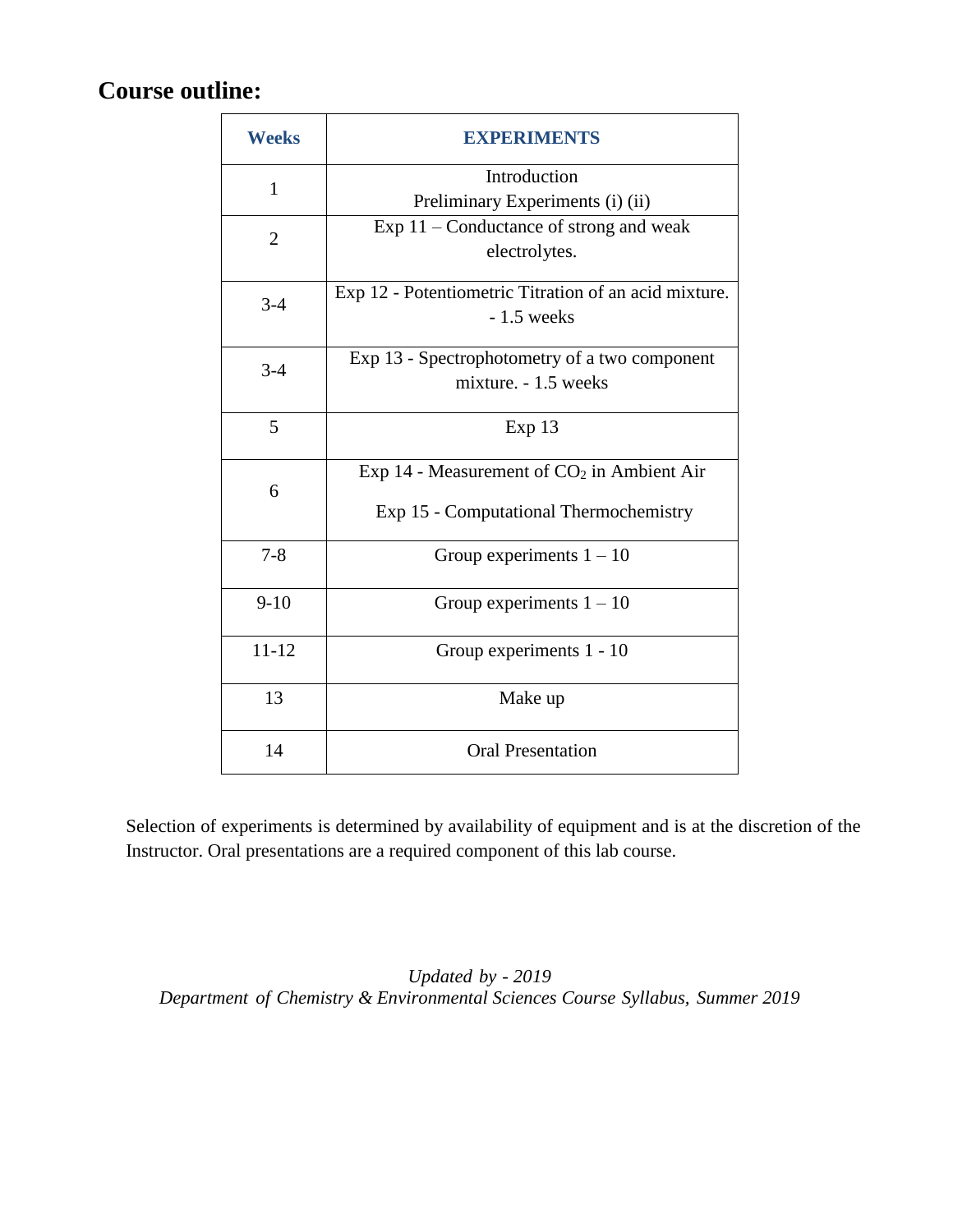## Course outline:

| Weeks | EXPERIMENTS |
|---|---|
| 1 | Introduction<br>Preliminary Experiments (i) (ii) |
| 2 | Exp 11 – Conductance of strong and weak electrolytes. |
| 3-4 | Exp 12 - Potentiometric Titration of an acid mixture. - 1.5 weeks |
| 3-4 | Exp 13 - Spectrophotometry of a two component mixture. - 1.5 weeks |
| 5 | Exp 13 |
| 6 | Exp 14 - Measurement of $CO_2$ in Ambient Air<br>Exp 15 - Computational Thermochemistry |
| 7-8 | Group experiments 1 – 10 |
| 9-10 | Group experiments 1 – 10 |
| 11-12 | Group experiments 1 - 10 |
| 13 | Make up |
| 14 | Oral Presentation |

Selection of experiments is determined by availability of equipment and is at the discretion of the Instructor. Oral presentations are a required component of this lab course.

*Updated by - 2019*
*Department of Chemistry & Environmental Sciences Course Syllabus, Summer 2019*